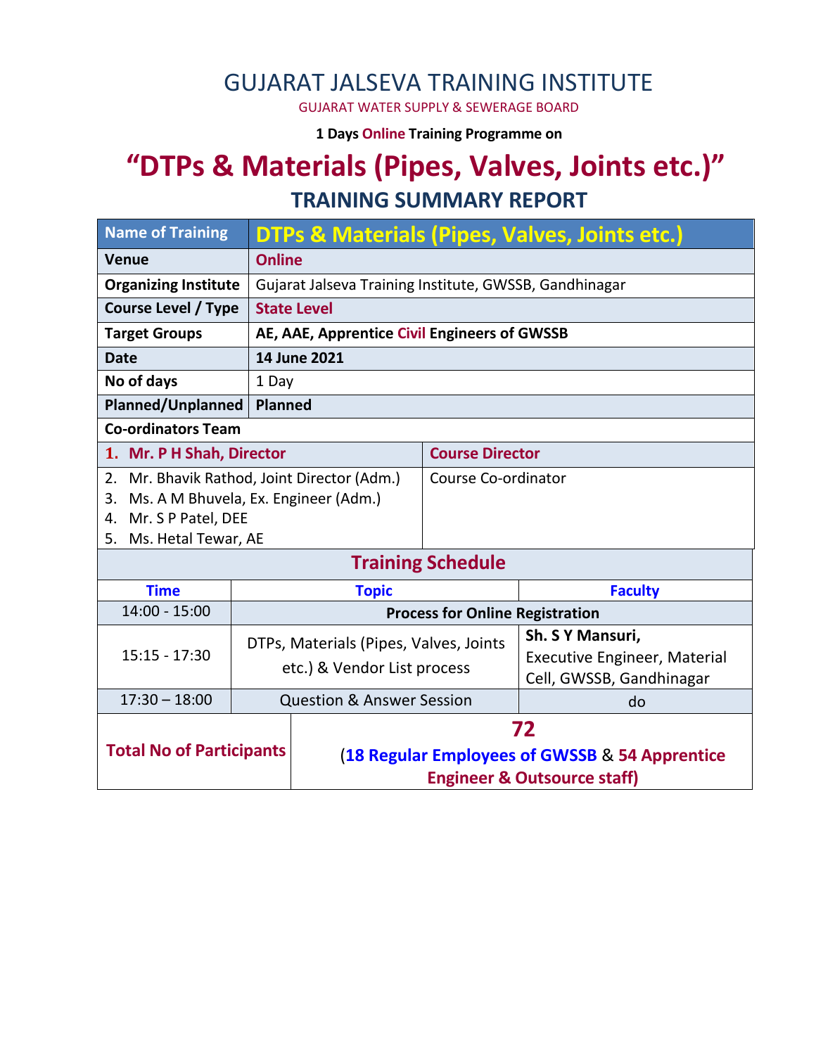# GUJARAT JALSEVA TRAINING INSTITUTE

GUJARAT WATER SUPPLY & SEWERAGE BOARD

**1 Days Online Training Programme on**

# "DTPs & Materials (Pipes, Valves, Joints etc.)"

## TRAINING SUMMARY REPORT

| Name of Training | DTPs & Materials (Pipes, Valves, Joints etc.) |
|---|---|
| Venue | Online |
| Organizing Institute | Gujarat Jalseva Training Institute, GWSSB, Gandhinagar |
| Course Level / Type | State Level |
| Target Groups | AE, AAE, Apprentice Civil Engineers of GWSSB |
| Date | 14 June 2021 |
| No of days | 1 Day |
| Planned/Unplanned | Planned |

**Co-ordinators Team**

| Name | Role |
|---|---|
| 1. Mr. P H Shah, Director | Course Director |
| 2. Mr. Bhavik Rathod, Joint Director (Adm.)<br>3. Ms. A M Bhuvela, Ex. Engineer (Adm.)<br>4. Mr. S P Patel, DEE<br>5. Ms. Hetal Tewar, AE | Course Co-ordinator |

**Training Schedule**

| Time | Topic | Faculty |
|---|---|---|
| 14:00 - 15:00 | Process for Online Registration | |
| 15:15 - 17:30 | DTPs, Materials (Pipes, Valves, Joints etc.) & Vendor List process | **Sh. S Y Mansuri,** Executive Engineer, Material Cell, GWSSB, Gandhinagar |
| 17:30 – 18:00 | Question & Answer Session | do |

| Total No of Participants | 72<br>(18 Regular Employees of GWSSB & 54 Apprentice Engineer & Outsource staff) |
|---|---|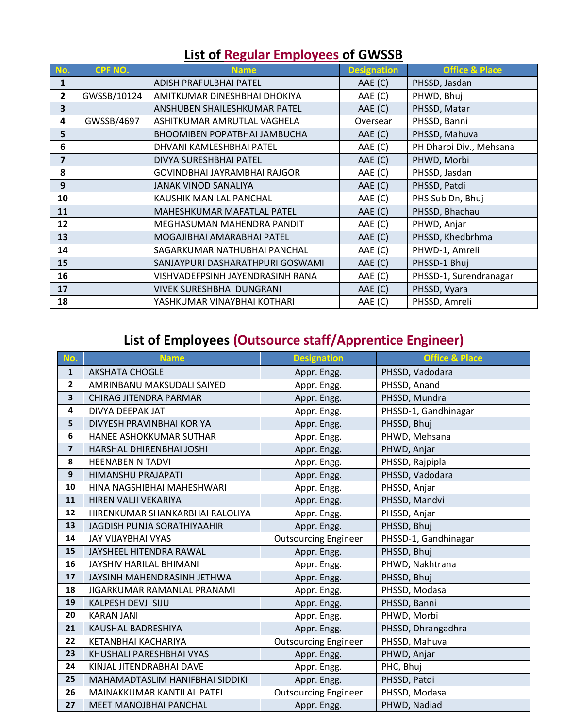## List of Regular Employees of GWSSB

| No. | CPF NO. | Name | Designation | Office & Place |
|---|---|---|---|---|
| 1 | | ADISH PRAFULBHAI PATEL | AAE (C) | PHSSD, Jasdan |
| 2 | GWSSB/10124 | AMITKUMAR DINESHBHAI DHOKIYA | AAE (C) | PHWD, Bhuj |
| 3 | | ANSHUBEN SHAILESHKUMAR PATEL | AAE (C) | PHSSD, Matar |
| 4 | GWSSB/4697 | ASHITKUMAR AMRUTLAL VAGHELA | Oversear | PHSSD, Banni |
| 5 | | BHOOMIBEN POPATBHAI JAMBUCHA | AAE (C) | PHSSD, Mahuva |
| 6 | | DHVANI KAMLESHBHAI PATEL | AAE (C) | PH Dharoi Div., Mehsana |
| 7 | | DIVYA SURESHBHAI PATEL | AAE (C) | PHWD, Morbi |
| 8 | | GOVINDBHAI JAYRAMBHAI RAJGOR | AAE (C) | PHSSD, Jasdan |
| 9 | | JANAK VINOD SANALIYA | AAE (C) | PHSSD, Patdi |
| 10 | | KAUSHIK MANILAL PANCHAL | AAE (C) | PHS Sub Dn, Bhuj |
| 11 | | MAHESHKUMAR MAFATLAL PATEL | AAE (C) | PHSSD, Bhachau |
| 12 | | MEGHASUMAN MAHENDRA PANDIT | AAE (C) | PHWD, Anjar |
| 13 | | MOGAJIBHAI AMARABHAI PATEL | AAE (C) | PHSSD, Khedbrhma |
| 14 | | SAGARKUMAR NATHUBHAI PANCHAL | AAE (C) | PHWD-1, Amreli |
| 15 | | SANJAYPURI DASHARATHPURI GOSWAMI | AAE (C) | PHSSD-1 Bhuj |
| 16 | | VISHVADEFPSINH JAYENDRASINH RANA | AAE (C) | PHSSD-1, Surendranagar |
| 17 | | VIVEK SURESHBHAI DUNGRANI | AAE (C) | PHSSD, Vyara |
| 18 | | YASHKUMAR VINAYBHAI KOTHARI | AAE (C) | PHSSD, Amreli |

## List of Employees (Outsource staff/Apprentice Engineer)

| No. | Name | Designation | Office & Place |
|---|---|---|---|
| 1 | AKSHATA CHOGLE | Appr. Engg. | PHSSD, Vadodara |
| 2 | AMRINBANU MAKSUDALI SAIYED | Appr. Engg. | PHSSD, Anand |
| 3 | CHIRAG JITENDRA PARMAR | Appr. Engg. | PHSSD, Mundra |
| 4 | DIVYA DEEPAK JAT | Appr. Engg. | PHSSD-1, Gandhinagar |
| 5 | DIVYESH PRAVINBHAI KORIYA | Appr. Engg. | PHSSD, Bhuj |
| 6 | HANEE ASHOKKUMAR SUTHAR | Appr. Engg. | PHWD, Mehsana |
| 7 | HARSHAL DHIRENBHAI JOSHI | Appr. Engg. | PHWD, Anjar |
| 8 | HEENABEN N TADVI | Appr. Engg. | PHSSD, Rajpipla |
| 9 | HIMANSHU PRAJAPATI | Appr. Engg. | PHSSD, Vadodara |
| 10 | HINA NAGSHIBHAI MAHESHWARI | Appr. Engg. | PHSSD, Anjar |
| 11 | HIREN VALJI VEKARIYA | Appr. Engg. | PHSSD, Mandvi |
| 12 | HIRENKUMAR SHANKARBHAI RALOLIYA | Appr. Engg. | PHSSD, Anjar |
| 13 | JAGDISH PUNJA SORATHIYAAHIR | Appr. Engg. | PHSSD, Bhuj |
| 14 | JAY VIJAYBHAI VYAS | Outsourcing Engineer | PHSSD-1, Gandhinagar |
| 15 | JAYSHEEL HITENDRA RAWAL | Appr. Engg. | PHSSD, Bhuj |
| 16 | JAYSHIV HARILAL BHIMANI | Appr. Engg. | PHWD, Nakhtrana |
| 17 | JAYSINH MAHENDRASINH JETHWA | Appr. Engg. | PHSSD, Bhuj |
| 18 | JIGARKUMAR RAMANLAL PRANAMI | Appr. Engg. | PHSSD, Modasa |
| 19 | KALPESH DEVJI SIJU | Appr. Engg. | PHSSD, Banni |
| 20 | KARAN JANI | Appr. Engg. | PHWD, Morbi |
| 21 | KAUSHAL BADRESHIYA | Appr. Engg. | PHSSD, Dhrangadhra |
| 22 | KETANBHAI KACHARIYA | Outsourcing Engineer | PHSSD, Mahuva |
| 23 | KHUSHALI PARESHBHAI VYAS | Appr. Engg. | PHWD, Anjar |
| 24 | KINJAL JITENDRABHAI DAVE | Appr. Engg. | PHC, Bhuj |
| 25 | MAHAMADTASLIM HANIFBHAI SIDDIKI | Appr. Engg. | PHSSD, Patdi |
| 26 | MAINAKKUMAR KANTILAL PATEL | Outsourcing Engineer | PHSSD, Modasa |
| 27 | MEET MANOJBHAI PANCHAL | Appr. Engg. | PHWD, Nadiad |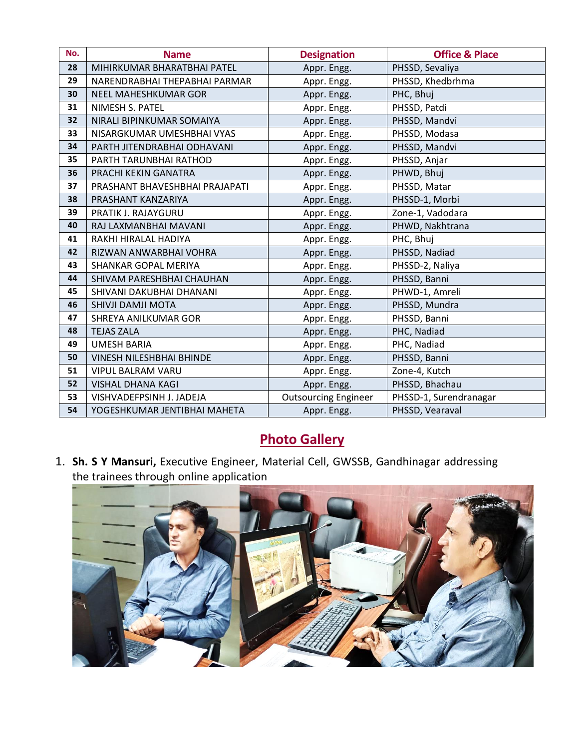| No. | Name | Designation | Office & Place |
|---|---|---|---|
| 28 | MIHIRKUMAR BHARATBHAI PATEL | Appr. Engg. | PHSSD, Sevaliya |
| 29 | NARENDRABHAI THEPABHAI PARMAR | Appr. Engg. | PHSSD, Khedbrhma |
| 30 | NEEL MAHESHKUMAR GOR | Appr. Engg. | PHC, Bhuj |
| 31 | NIMESH S. PATEL | Appr. Engg. | PHSSD, Patdi |
| 32 | NIRALI BIPINKUMAR SOMAIYA | Appr. Engg. | PHSSD, Mandvi |
| 33 | NISARGKUMAR UMESHBHAI VYAS | Appr. Engg. | PHSSD, Modasa |
| 34 | PARTH JITENDRABHAI ODHAVANI | Appr. Engg. | PHSSD, Mandvi |
| 35 | PARTH TARUNBHAI RATHOD | Appr. Engg. | PHSSD, Anjar |
| 36 | PRACHI KEKIN GANATRA | Appr. Engg. | PHWD, Bhuj |
| 37 | PRASHANT BHAVESHBHAI PRAJAPATI | Appr. Engg. | PHSSD, Matar |
| 38 | PRASHANT KANZARIYA | Appr. Engg. | PHSSD-1, Morbi |
| 39 | PRATIK J. RAJAYGURU | Appr. Engg. | Zone-1, Vadodara |
| 40 | RAJ LAXMANBHAI MAVANI | Appr. Engg. | PHWD, Nakhtrana |
| 41 | RAKHI HIRALAL HADIYA | Appr. Engg. | PHC, Bhuj |
| 42 | RIZWAN ANWARBHAI VOHRA | Appr. Engg. | PHSSD, Nadiad |
| 43 | SHANKAR GOPAL MERIYA | Appr. Engg. | PHSSD-2, Naliya |
| 44 | SHIVAM PARESHBHAI CHAUHAN | Appr. Engg. | PHSSD, Banni |
| 45 | SHIVANI DAKUBHAI DHANANI | Appr. Engg. | PHWD-1, Amreli |
| 46 | SHIVJI DAMJI MOTA | Appr. Engg. | PHSSD, Mundra |
| 47 | SHREYA ANILKUMAR GOR | Appr. Engg. | PHSSD, Banni |
| 48 | TEJAS ZALA | Appr. Engg. | PHC, Nadiad |
| 49 | UMESH BARIA | Appr. Engg. | PHC, Nadiad |
| 50 | VINESH NILESHBHAI BHINDE | Appr. Engg. | PHSSD, Banni |
| 51 | VIPUL BALRAM VARU | Appr. Engg. | Zone-4, Kutch |
| 52 | VISHAL DHANA KAGI | Appr. Engg. | PHSSD, Bhachau |
| 53 | VISHVADEFPSINH J. JADEJA | Outsourcing Engineer | PHSSD-1, Surendranagar |
| 54 | YOGESHKUMAR JENTIBHAI MAHETA | Appr. Engg. | PHSSD, Vearaval |

## Photo Gallery

1. **Sh. S Y Mansuri,** Executive Engineer, Material Cell, GWSSB, Gandhinagar addressing the trainees through online application